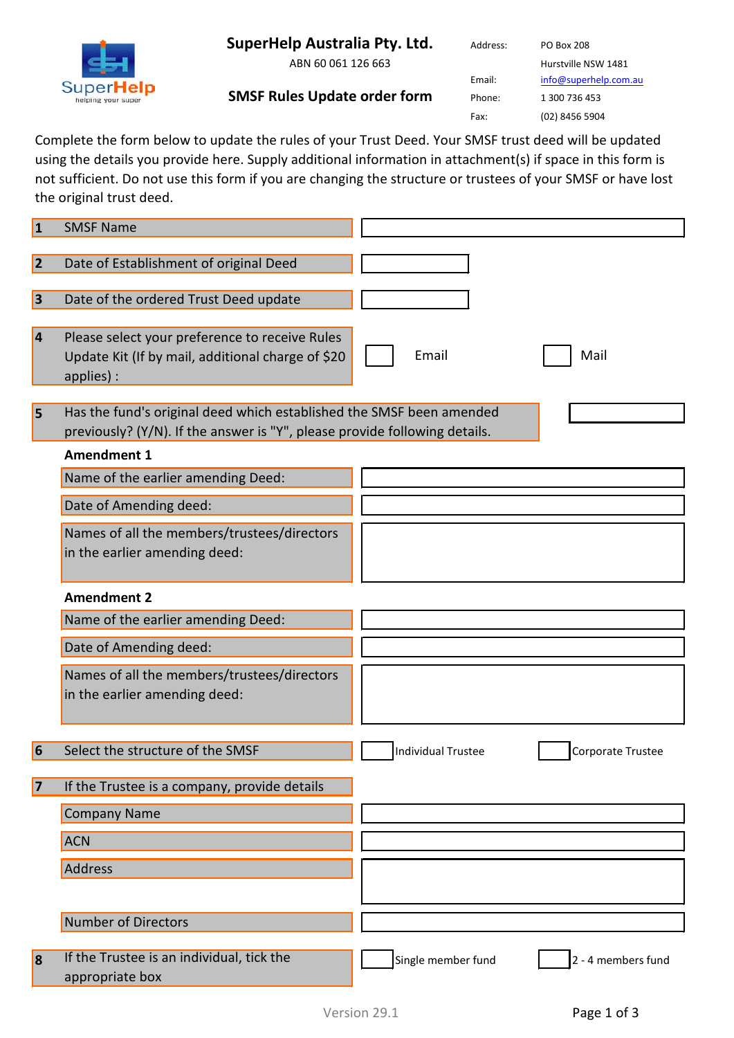# SuperHelp Australia Pty. Ltd.

ABN 60 061 126 663

## SMSF Rules Update order form

| | |
|---|---|
| Address: | PO Box 208 |
| | Hurstville NSW 1481 |
| Email: | info@superhelp.com.au |
| Phone: | 1 300 736 453 |
| Fax: | (02) 8456 5904 |

Complete the form below to update the rules of your Trust Deed. Your SMSF trust deed will be updated using the details you provide here. Supply additional information in attachment(s) if space in this form is not sufficient. Do not use this form if you are changing the structure or trustees of your SMSF or have lost the original trust deed.

| | | | |
|---|---|---|---|
| **1** | SMSF Name | | |
| **2** | Date of Establishment of original Deed | | |
| **3** | Date of the ordered Trust Deed update | | |
| **4** | Please select your preference to receive Rules Update Kit (If by mail, additional charge of $20 applies) : | ☐ Email | ☐ Mail |
| **5** | Has the fund's original deed which established the SMSF been amended previously? (Y/N). If the answer is "Y", please provide following details. | | |

**Amendment 1**

| | |
|---|---|
| Name of the earlier amending Deed: | |
| Date of Amending deed: | |
| Names of all the members/trustees/directors in the earlier amending deed: | |

**Amendment 2**

| | |
|---|---|
| Name of the earlier amending Deed: | |
| Date of Amending deed: | |
| Names of all the members/trustees/directors in the earlier amending deed: | |

| | | | |
|---|---|---|---|
| **6** | Select the structure of the SMSF | ☐ Individual Trustee | ☐ Corporate Trustee |
| **7** | If the Trustee is a company, provide details | | |
| | Company Name | | |
| | ACN | | |
| | Address | | |
| | Number of Directors | | |
| **8** | If the Trustee is an individual, tick the appropriate box | ☐ Single member fund | ☐ 2 - 4 members fund |

Version 29.1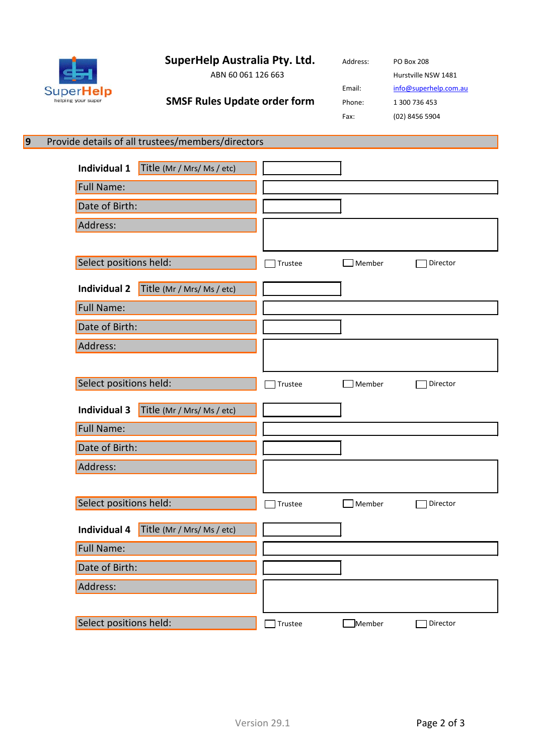**SuperHelp Australia Pty. Ltd.**

ABN 60 061 126 663

**SMSF Rules Update order form**

Address: PO Box 208
Hurstville NSW 1481

Email: info@superhelp.com.au

Phone: 1 300 736 453

Fax: (02) 8456 5904

## 9 Provide details of all trustees/members/directors

**Individual 1**

| | |
|---|---|
| Title (Mr / Mrs/ Ms / etc) | |
| Full Name: | |
| Date of Birth: | |
| Address: | |
| Select positions held: | ☐ Trustee ☐ Member ☐ Director |

**Individual 2**

| | |
|---|---|
| Title (Mr / Mrs/ Ms / etc) | |
| Full Name: | |
| Date of Birth: | |
| Address: | |
| Select positions held: | ☐ Trustee ☐ Member ☐ Director |

**Individual 3**

| | |
|---|---|
| Title (Mr / Mrs/ Ms / etc) | |
| Full Name: | |
| Date of Birth: | |
| Address: | |
| Select positions held: | ☐ Trustee ☐ Member ☐ Director |

**Individual 4**

| | |
|---|---|
| Title (Mr / Mrs/ Ms / etc) | |
| Full Name: | |
| Date of Birth: | |
| Address: | |
| Select positions held: | ☐ Trustee ☐ Member ☐ Director |

Version 29.1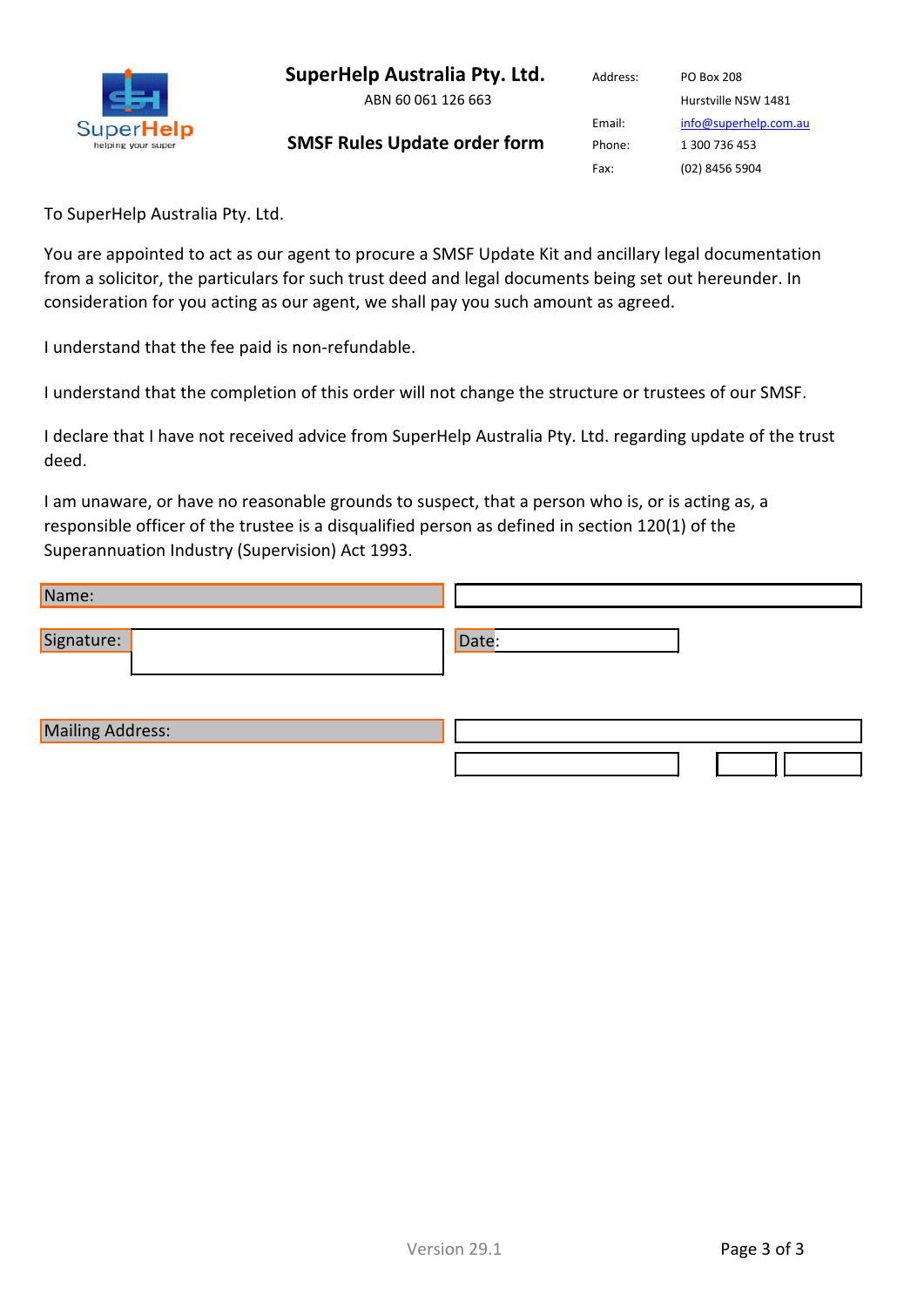**SuperHelp Australia Pty. Ltd.**

ABN 60 061 126 663

**SMSF Rules Update order form**

| | |
|---|---|
| Address: | PO Box 208 |
| | Hurstville NSW 1481 |
| Email: | info@superhelp.com.au |
| Phone: | 1 300 736 453 |
| Fax: | (02) 8456 5904 |

To SuperHelp Australia Pty. Ltd.

You are appointed to act as our agent to procure a SMSF Update Kit and ancillary legal documentation from a solicitor, the particulars for such trust deed and legal documents being set out hereunder. In consideration for you acting as our agent, we shall pay you such amount as agreed.

I understand that the fee paid is non-refundable.

I understand that the completion of this order will not change the structure or trustees of our SMSF.

I declare that I have not received advice from SuperHelp Australia Pty. Ltd. regarding update of the trust deed.

I am unaware, or have no reasonable grounds to suspect, that a person who is, or is acting as, a responsible officer of the trustee is a disqualified person as defined in section 120(1) of the Superannuation Industry (Supervision) Act 1993.

Name:

Signature:

Date:

Mailing Address: